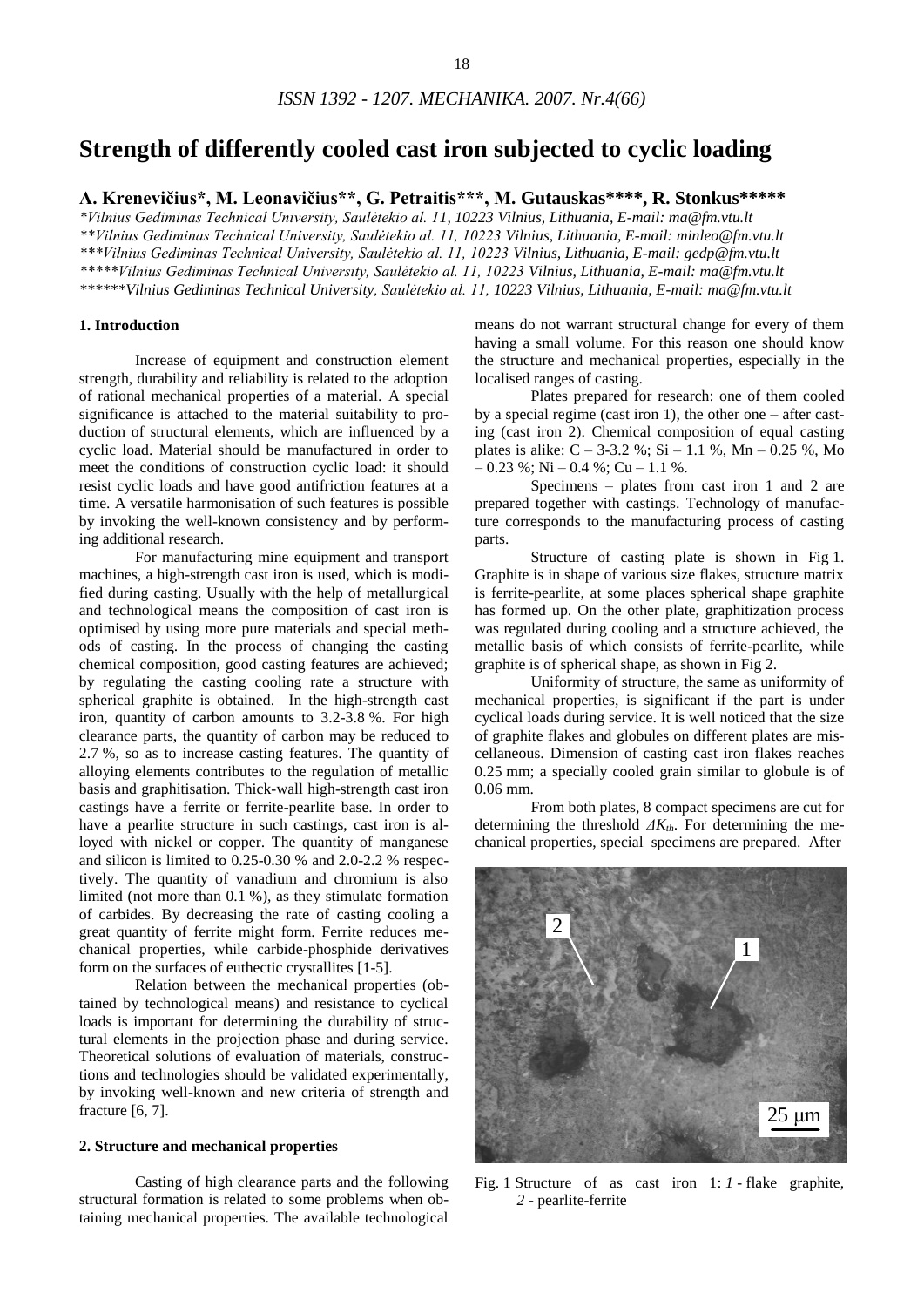# Strength of differently cooled cast iron subjected to cyclic loading

**A. Krenevičius\*, M. Leonavičius\*\*, G. Petraitis\*\*\*, M. Gutauskas\*\*\*\*, R. Stonkus\*\*\*\*\***

*\*Vilnius Gediminas Technical University, Saulėtekio al. 11, 10223 Vilnius, Lithuania, E-mail: ma@fm.vtu.lt*
*\*\*Vilnius Gediminas Technical University, Saulėtekio al. 11, 10223 Vilnius, Lithuania, E-mail: minleo@fm.vtu.lt*
*\*\*\*Vilnius Gediminas Technical University, Saulėtekio al. 11, 10223 Vilnius, Lithuania, E-mail: gedp@fm.vtu.lt*
*\*\*\*\*\*Vilnius Gediminas Technical University, Saulėtekio al. 11, 10223 Vilnius, Lithuania, E-mail: ma@fm.vtu.lt*
*\*\*\*\*\*\*Vilnius Gediminas Technical University, Saulėtekio al. 11, 10223 Vilnius, Lithuania, E-mail: ma@fm.vtu.lt*

## 1. Introduction

Increase of equipment and construction element strength, durability and reliability is related to the adoption of rational mechanical properties of a material. A special significance is attached to the material suitability to production of structural elements, which are influenced by a cyclic load. Material should be manufactured in order to meet the conditions of construction cyclic load: it should resist cyclic loads and have good antifriction features at a time. A versatile harmonisation of such features is possible by invoking the well-known consistency and by performing additional research.

For manufacturing mine equipment and transport machines, a high-strength cast iron is used, which is modified during casting. Usually with the help of metallurgical and technological means the composition of cast iron is optimised by using more pure materials and special methods of casting. In the process of changing the casting chemical composition, good casting features are achieved; by regulating the casting cooling rate a structure with spherical graphite is obtained. In the high-strength cast iron, quantity of carbon amounts to 3.2-3.8 %. For high clearance parts, the quantity of carbon may be reduced to 2.7 %, so as to increase casting features. The quantity of alloying elements contributes to the regulation of metallic basis and graphitisation. Thick-wall high-strength cast iron castings have a ferrite or ferrite-pearlite base. In order to have a pearlite structure in such castings, cast iron is alloyed with nickel or copper. The quantity of manganese and silicon is limited to 0.25-0.30 % and 2.0-2.2 % respectively. The quantity of vanadium and chromium is also limited (not more than 0.1 %), as they stimulate formation of carbides. By decreasing the rate of casting cooling a great quantity of ferrite might form. Ferrite reduces mechanical properties, while carbide-phosphide derivatives form on the surfaces of euthectic crystallites [1-5].

Relation between the mechanical properties (obtained by technological means) and resistance to cyclical loads is important for determining the durability of structural elements in the projection phase and during service. Theoretical solutions of evaluation of materials, constructions and technologies should be validated experimentally, by invoking well-known and new criteria of strength and fracture [6, 7].

## 2. Structure and mechanical properties

Casting of high clearance parts and the following structural formation is related to some problems when obtaining mechanical properties. The available technological means do not warrant structural change for every of them having a small volume. For this reason one should know the structure and mechanical properties, especially in the localised ranges of casting.

Plates prepared for research: one of them cooled by a special regime (cast iron 1), the other one – after casting (cast iron 2). Chemical composition of equal casting plates is alike: C – 3-3.2 %; Si – 1.1 %, Mn – 0.25 %, Mo – 0.23 %; Ni – 0.4 %; Cu – 1.1 %.

Specimens – plates from cast iron 1 and 2 are prepared together with castings. Technology of manufacture corresponds to the manufacturing process of casting parts.

Structure of casting plate is shown in Fig 1. Graphite is in shape of various size flakes, structure matrix is ferrite-pearlite, at some places spherical shape graphite has formed up. On the other plate, graphitization process was regulated during cooling and a structure achieved, the metallic basis of which consists of ferrite-pearlite, while graphite is of spherical shape, as shown in Fig 2.

Uniformity of structure, the same as uniformity of mechanical properties, is significant if the part is under cyclical loads during service. It is well noticed that the size of graphite flakes and globules on different plates are miscellaneous. Dimension of casting cast iron flakes reaches 0.25 mm; a specially cooled grain similar to globule is of 0.06 mm.

From both plates, 8 compact specimens are cut for determining the threshold $\Delta K_{th}$. For determining the mechanical properties, special specimens are prepared. After

Fig. 1 Structure of as cast iron 1: *1* - flake graphite, *2* - pearlite-ferrite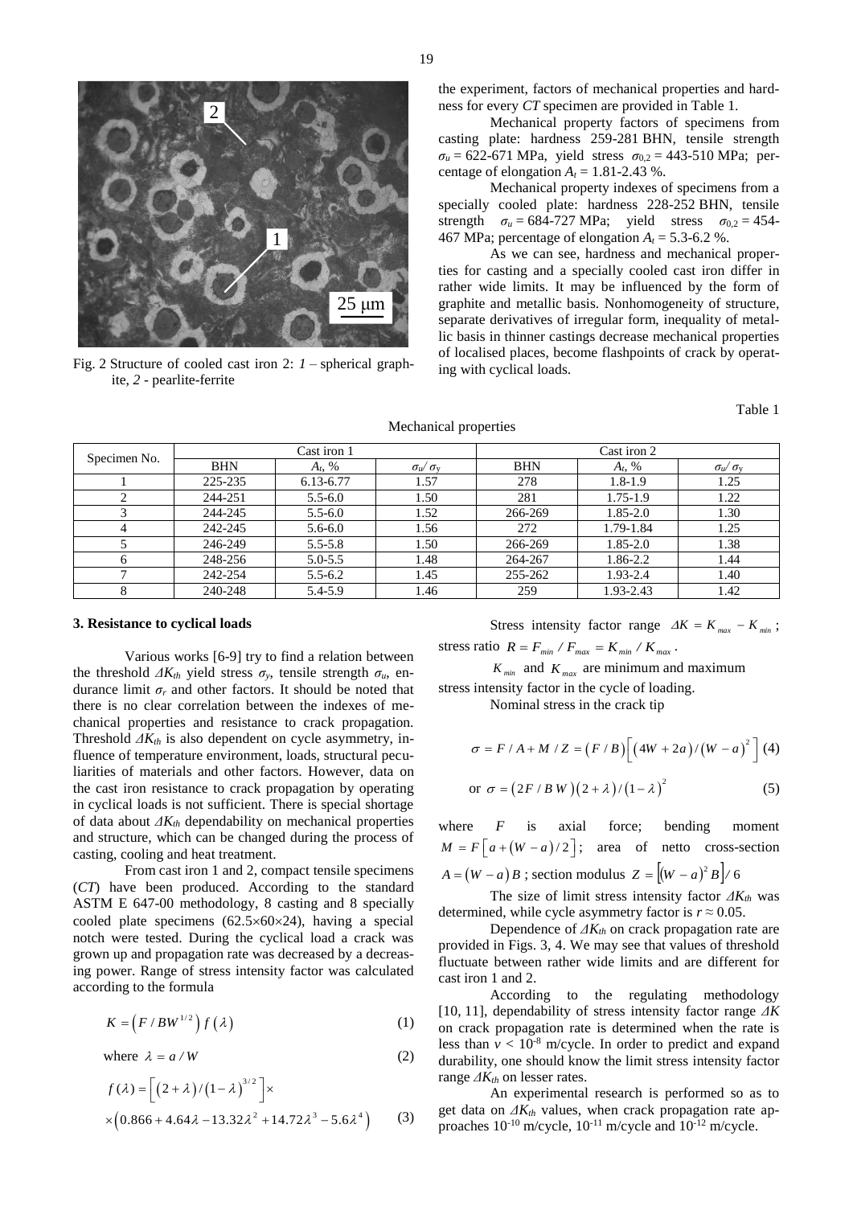Fig. 2 Structure of cooled cast iron 2: *1* – spherical graphite, *2* - pearlite-ferrite

the experiment, factors of mechanical properties and hardness for every *CT* specimen are provided in Table 1.

Mechanical property factors of specimens from casting plate: hardness 259-281 BHN, tensile strength $\sigma_u$ = 622-671 MPa, yield stress $\sigma_{0,2}$ = 443-510 MPa; percentage of elongation $A_t$ = 1.81-2.43 %.

Mechanical property indexes of specimens from a specially cooled plate: hardness 228-252 BHN, tensile strength $\sigma_u$ = 684-727 MPa; yield stress $\sigma_{0,2}$ = 454-467 MPa; percentage of elongation $A_t$ = 5.3-6.2 %.

As we can see, hardness and mechanical properties for casting and a specially cooled cast iron differ in rather wide limits. It may be influenced by the form of graphite and metallic basis. Nonhomogeneity of structure, separate derivatives of irregular form, inequality of metallic basis in thinner castings decrease mechanical properties of localised places, become flashpoints of crack by operating with cyclical loads.

Table 1

Mechanical properties

| Specimen No. | Cast iron 1 | | | Cast iron 2 | | |
|---|---|---|---|---|---|---|
| | BHN | $A_t$, % | $\sigma_u/\sigma_y$ | BHN | $A_t$, % | $\sigma_u/\sigma_y$ |
| 1 | 225-235 | 6.13-6.77 | 1.57 | 278 | 1.8-1.9 | 1.25 |
| 2 | 244-251 | 5.5-6.0 | 1.50 | 281 | 1.75-1.9 | 1.22 |
| 3 | 244-245 | 5.5-6.0 | 1.52 | 266-269 | 1.85-2.0 | 1.30 |
| 4 | 242-245 | 5.6-6.0 | 1.56 | 272 | 1.79-1.84 | 1.25 |
| 5 | 246-249 | 5.5-5.8 | 1.50 | 266-269 | 1.85-2.0 | 1.38 |
| 6 | 248-256 | 5.0-5.5 | 1.48 | 264-267 | 1.86-2.2 | 1.44 |
| 7 | 242-254 | 5.5-6.2 | 1.45 | 255-262 | 1.93-2.4 | 1.40 |
| 8 | 240-248 | 5.4-5.9 | 1.46 | 259 | 1.93-2.43 | 1.42 |

### 3. Resistance to cyclical loads

Various works [6-9] try to find a relation between the threshold $\Delta K_{th}$ yield stress $\sigma_y$, tensile strength $\sigma_u$, endurance limit $\sigma_r$ and other factors. It should be noted that there is no clear correlation between the indexes of mechanical properties and resistance to crack propagation. Threshold $\Delta K_{th}$ is also dependent on cycle asymmetry, influence of temperature environment, loads, structural peculiarities of materials and other factors. However, data on the cast iron resistance to crack propagation by operating in cyclical loads is not sufficient. There is special shortage of data about $\Delta K_{th}$ dependability on mechanical properties and structure, which can be changed during the process of casting, cooling and heat treatment.

From cast iron 1 and 2, compact tensile specimens (*CT*) have been produced. According to the standard ASTM E 647-00 methodology, 8 casting and 8 specially cooled plate specimens (62.5×60×24), having a special notch were tested. During the cyclical load a crack was grown up and propagation rate was decreased by a decreasing power. Range of stress intensity factor was calculated according to the formula

$$K = \left(F / BW^{1/2}\right) f\left(\lambda\right) \tag{1}$$

where $\lambda = a / W$ (2)

$$f(\lambda) = \left[\left(2+\lambda\right)/\left(1-\lambda\right)^{3/2}\right] \times$$
$$\times\left(0.866 + 4.64\lambda - 13.32\lambda^2 + 14.72\lambda^3 - 5.6\lambda^4\right) \tag{3}$$

Stress intensity factor range $\Delta K = K_{max} - K_{min}$; stress ratio $R = F_{min} / F_{max} = K_{min} / K_{max}$.

$K_{min}$ and $K_{max}$ are minimum and maximum stress intensity factor in the cycle of loading.

Nominal stress in the crack tip

$$\sigma = F / A + M / Z = \left(F / B\right)\left[\left(4W + 2a\right)/\left(W - a\right)^2\right] \tag{4}$$

$$\text{or } \sigma = \left(2F / B\,W\right)\left(2+\lambda\right)/\left(1-\lambda\right)^2 \tag{5}$$

where $F$ is axial force; bending moment $M = F\left[a + \left(W - a\right)/2\right]$; area of netto cross-section $A = \left(W - a\right)B$; section modulus $Z = \left[\left(W - a\right)^2 B\right]/6$

The size of limit stress intensity factor $\Delta K_{th}$ was determined, while cycle asymmetry factor is $r \approx 0.05$.

Dependence of $\Delta K_{th}$ on crack propagation rate are provided in Figs. 3, 4. We may see that values of threshold fluctuate between rather wide limits and are different for cast iron 1 and 2.

According to the regulating methodology [10, 11], dependability of stress intensity factor range $\Delta K$ on crack propagation rate is determined when the rate is less than $v < 10^{-8}$ m/cycle. In order to predict and expand durability, one should know the limit stress intensity factor range $\Delta K_{th}$ on lesser rates.

An experimental research is performed so as to get data on $\Delta K_{th}$ values, when crack propagation rate approaches $10^{-10}$ m/cycle, $10^{-11}$ m/cycle and $10^{-12}$ m/cycle.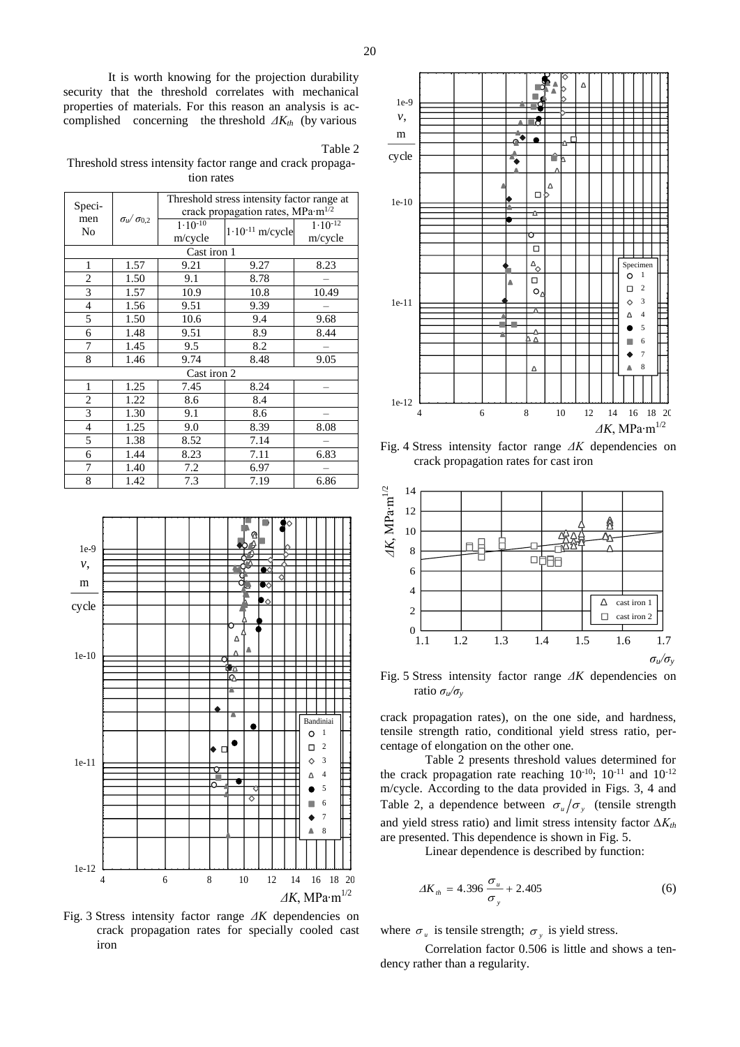It is worth knowing for the projection durability security that the threshold correlates with mechanical properties of materials. For this reason an analysis is accomplished concerning the threshold $\Delta K_{th}$ (by various crack propagation rates), on the one side, and hardness, tensile strength ratio, conditional yield stress ratio, percentage of elongation on the other one.

Table 2

Threshold stress intensity factor range and crack propagation rates

| Specimen No | $\sigma_u/\sigma_{0,2}$ | Threshold stress intensity factor range at crack propagation rates, MPa·m$^{1/2}$ | | |
|---|---|---|---|---|
| | | $1\cdot10^{-10}$ m/cycle | $1\cdot10^{-11}$ m/cycle | $1\cdot10^{-12}$ m/cycle |
| Cast iron 1 | | | | |
| 1 | 1.57 | 9.21 | 9.27 | 8.23 |
| 2 | 1.50 | 9.1 | 8.78 | – |
| 3 | 1.57 | 10.9 | 10.8 | 10.49 |
| 4 | 1.56 | 9.51 | 9.39 | – |
| 5 | 1.50 | 10.6 | 9.4 | 9.68 |
| 6 | 1.48 | 9.51 | 8.9 | 8.44 |
| 7 | 1.45 | 9.5 | 8.2 | – |
| 8 | 1.46 | 9.74 | 8.48 | 9.05 |
| Cast iron 2 | | | | |
| 1 | 1.25 | 7.45 | 8.24 | – |
| 2 | 1.22 | 8.6 | 8.4 | |
| 3 | 1.30 | 9.1 | 8.6 | – |
| 4 | 1.25 | 9.0 | 8.39 | 8.08 |
| 5 | 1.38 | 8.52 | 7.14 | – |
| 6 | 1.44 | 8.23 | 7.11 | 6.83 |
| 7 | 1.40 | 7.2 | 6.97 | – |
| 8 | 1.42 | 7.3 | 7.19 | 6.86 |

Fig. 3 Stress intensity factor range $\Delta K$ dependencies on crack propagation rates for specially cooled cast iron

Fig. 4 Stress intensity factor range $\Delta K$ dependencies on crack propagation rates for cast iron

Fig. 5 Stress intensity factor range $\Delta K$ dependencies on ratio $\sigma_u/\sigma_y$

Table 2 presents threshold values determined for the crack propagation rate reaching $10^{-10}$; $10^{-11}$ and $10^{-12}$ m/cycle. According to the data provided in Figs. 3, 4 and Table 2, a dependence between $\sigma_u/\sigma_y$ (tensile strength and yield stress ratio) and limit stress intensity factor $\Delta K_{th}$ are presented. This dependence is shown in Fig. 5.

Linear dependence is described by function:

$$\Delta K_{th} = 4.396\frac{\sigma_u}{\sigma_y} + 2.405 \tag{6}$$

where $\sigma_u$ is tensile strength; $\sigma_y$ is yield stress.

Correlation factor 0.506 is little and shows a tendency rather than a regularity.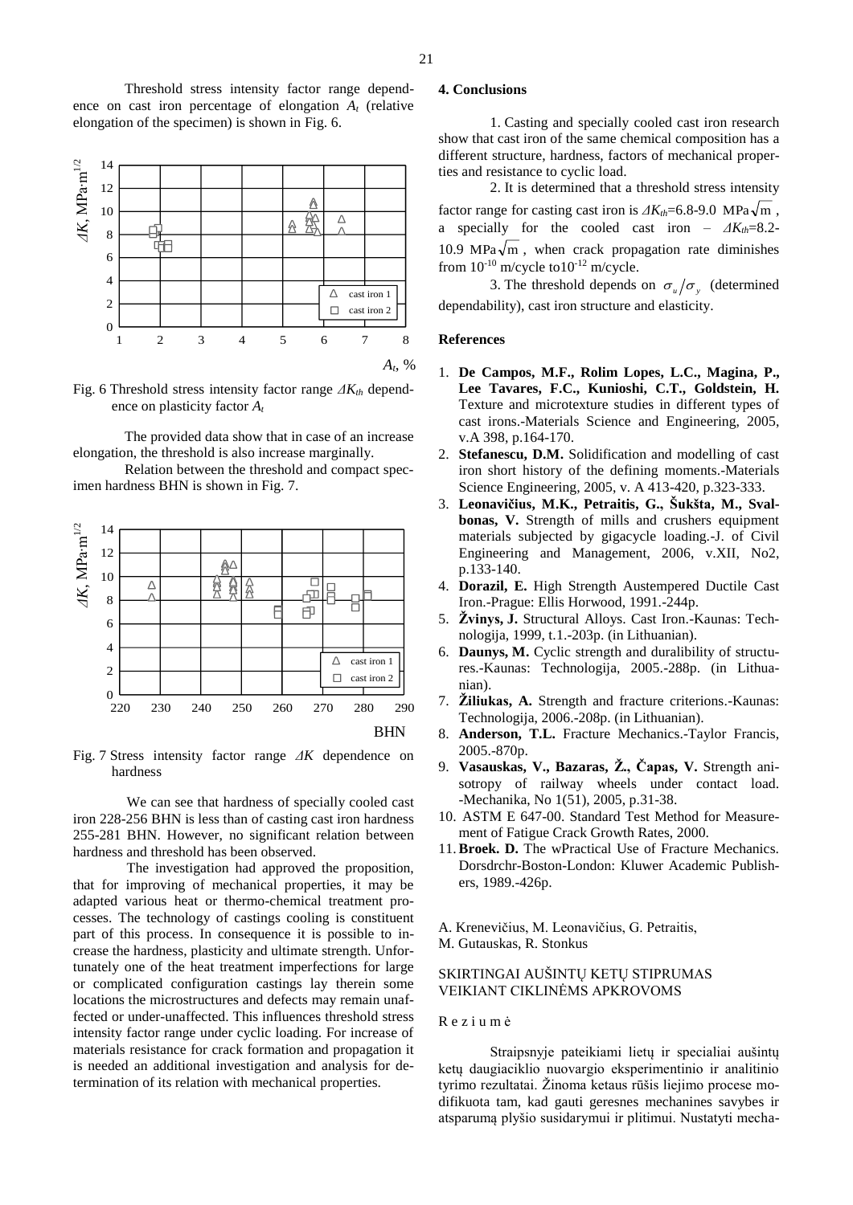Threshold stress intensity factor range dependence on cast iron percentage of elongation $A_t$ (relative elongation of the specimen) is shown in Fig. 6.

Fig. 6 Threshold stress intensity factor range $\Delta K_{th}$ dependence on plasticity factor $A_t$

The provided data show that in case of an increase elongation, the threshold is also increase marginally.

Relation between the threshold and compact specimen hardness BHN is shown in Fig. 7.

Fig. 7 Stress intensity factor range $\Delta K$ dependence on hardness

We can see that hardness of specially cooled cast iron 228-256 BHN is less than of casting cast iron hardness 255-281 BHN. However, no significant relation between hardness and threshold has been observed.

The investigation had approved the proposition, that for improving of mechanical properties, it may be adapted various heat or thermo-chemical treatment processes. The technology of castings cooling is constituent part of this process. In consequence it is possible to increase the hardness, plasticity and ultimate strength. Unfortunately one of the heat treatment imperfections for large or complicated configuration castings lay therein some locations the microstructures and defects may remain unaffected or under-unaffected. This influences threshold stress intensity factor range under cyclic loading. For increase of materials resistance for crack formation and propagation it is needed an additional investigation and analysis for determination of its relation with mechanical properties.

## 4. Conclusions

1. Casting and specially cooled cast iron research show that cast iron of the same chemical composition has a different structure, hardness, factors of mechanical properties and resistance to cyclic load.

2. It is determined that a threshold stress intensity factor range for casting cast iron is $\Delta K_{th}$=6.8-9.0 MPa$\sqrt{\text{m}}$, a specially for the cooled cast iron – $\Delta K_{th}$=8.2-10.9 MPa$\sqrt{\text{m}}$, when crack propagation rate diminishes from $10^{-10}$ m/cycle to$10^{-12}$ m/cycle.

3. The threshold depends on $\sigma_u/\sigma_y$ (determined dependability), cast iron structure and elasticity.

## References

1. **De Campos, M.F., Rolim Lopes, L.C., Magina, P., Lee Tavares, F.C., Kunioshi, C.T., Goldstein, H.** Texture and microtexture studies in different types of cast irons.-Materials Science and Engineering, 2005, v.A 398, p.164-170.
2. **Stefanescu, D.M.** Solidification and modelling of cast iron short history of the defining moments.-Materials Science Engineering, 2005, v. A 413-420, p.323-333.
3. **Leonavičius, M.K., Petraitis, G., Šukšta, M., Svalbonas, V.** Strength of mills and crushers equipment materials subjected by gigacycle loading.-J. of Civil Engineering and Management, 2006, v.XII, No2, p.133-140.
4. **Dorazil, E.** High Strength Austempered Ductile Cast Iron.-Prague: Ellis Horwood, 1991.-244p.
5. **Žvinys, J.** Structural Alloys. Cast Iron.-Kaunas: Technologija, 1999, t.1.-203p. (in Lithuanian).
6. **Daunys, M.** Cyclic strength and duralibility of structures.-Kaunas: Technologija, 2005.-288p. (in Lithuanian).
7. **Žiliukas, A.** Strength and fracture criterions.-Kaunas: Technologija, 2006.-208p. (in Lithuanian).
8. **Anderson, T.L.** Fracture Mechanics.-Taylor Francis, 2005.-870p.
9. **Vasauskas, V., Bazaras, Ž., Čapas, V.** Strength anisotropy of railway wheels under contact load. -Mechanika, No 1(51), 2005, p.31-38.
10. ASTM E 647-00. Standard Test Method for Measurement of Fatigue Crack Growth Rates, 2000.
11. **Broek. D.** The wPractical Use of Fracture Mechanics. Dorsdrchr-Boston-London: Kluwer Academic Publishers, 1989.-426p.

A. Krenevičius, M. Leonavičius, G. Petraitis,
M. Gutauskas, R. Stonkus

SKIRTINGAI AUŠINTŲ KETŲ STIPRUMAS VEIKIANT CIKLINĖMS APKROVOMS

R e z i u m ė

Straipsnyje pateikiami lietų ir specialiai aušintų ketų daugiaciklio nuovargio eksperimentinio ir analitinio tyrimo rezultatai. Žinoma ketaus rūšis liejimo procese modifikuota tam, kad gauti geresnes mechanines savybes ir atsparumą plyšio susidarymui ir plitimui. Nustatyti mecha-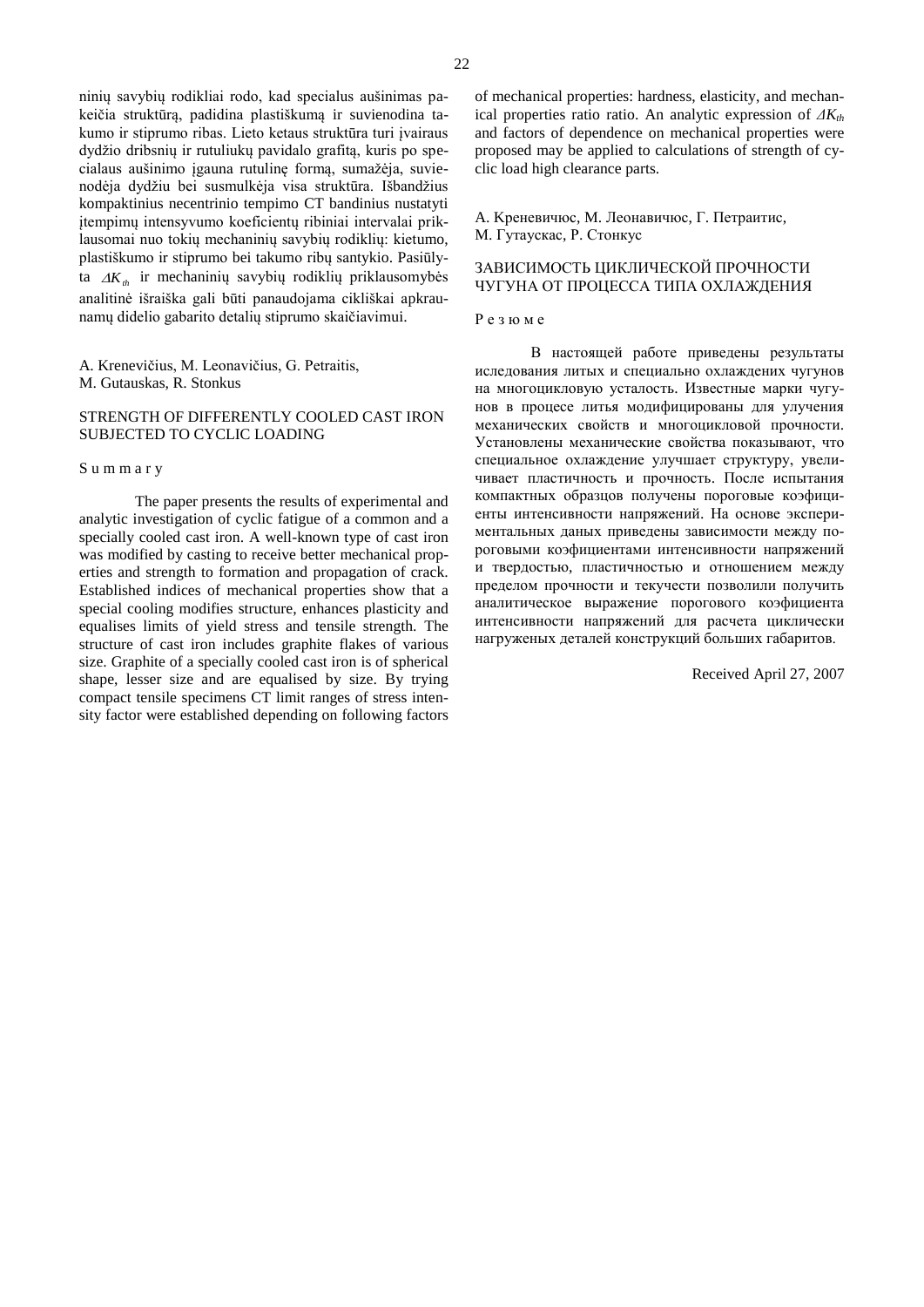nių savybių rodikliai rodo, kad specialus aušinimas pakeičia struktūrą, padidina plastiškumą ir suvienodina takumo ir stiprumo ribas. Lieto ketaus struktūra turi įvairaus dydžio dribsnių ir rutuliukų pavidalo grafitą, kuris po specialaus aušinimo įgauna rutulinę formą, sumažėja, suvienodėja dydžiu bei susmulkėja visa struktūra. Išbandžius kompaktinius necentrinio tempimo CT bandinius nustatyti įtempimų intensyvumo koeficientų ribiniai intervalai priklausomai nuo tokių mechaninių savybių rodiklių: kietumo, plastiškumo ir stiprumo bei takumo ribų santykio. Pasiūlyta $\Delta K_{th}$ ir mechaninių savybių rodiklių priklausomybės analitinė išraiška gali būti panaudojama cikliškai apkraunamų didelio gabarito detalių stiprumo skaičiavimui.

A. Krenevičius, M. Leonavičius, G. Petraitis, M. Gutauskas, R. Stonkus

STRENGTH OF DIFFERENTLY COOLED CAST IRON SUBJECTED TO CYCLIC LOADING

S u m m a r y

The paper presents the results of experimental and analytic investigation of cyclic fatigue of a common and a specially cooled cast iron. A well-known type of cast iron was modified by casting to receive better mechanical properties and strength to formation and propagation of crack. Established indices of mechanical properties show that a special cooling modifies structure, enhances plasticity and equalises limits of yield stress and tensile strength. The structure of cast iron includes graphite flakes of various size. Graphite of a specially cooled cast iron is of spherical shape, lesser size and are equalised by size. By trying compact tensile specimens CT limit ranges of stress intensity factor were established depending on following factors of mechanical properties: hardness, elasticity, and mechanical properties ratio ratio. An analytic expression of $\Delta K_{th}$ and factors of dependence on mechanical properties were proposed may be applied to calculations of strength of cyclic load high clearance parts.

А. Креневичюс, М. Леонавичюс, Г. Петраитис, М. Гутаускас, Р. Стонкус

ЗАВИСИМОСТЬ ЦИКЛИЧЕСКОЙ ПРОЧНОСТИ ЧУГУНА ОТ ПРОЦЕССА ТИПА ОХЛАЖДЕНИЯ

Р е з ю м е

В настоящей работе приведены результаты иследования литых и специально охлаждених чугунов на многоцикловую усталость. Известные марки чугунов в процессе литья модифицированы для улучения механических свойств и многоцикловой прочности. Установлены механические свойства показывают, что специальное охлаждение улучшает структуру, увеличивает пластичность и прочность. После испытания компактных образцов получены пороговые коэфициенты интенсивности напряжений. На основе экспериментальных данных приведены зависимости между пороговыми коэфициентами интенсивности напряжений и твердостью, пластичностью и отношением между пределом прочности и текучести позволили получить аналитическое выражение порогового коэфициента интенсивности напряжений для расчета циклически нагруженых деталей конструкций больших габаритов.

Received April 27, 2007